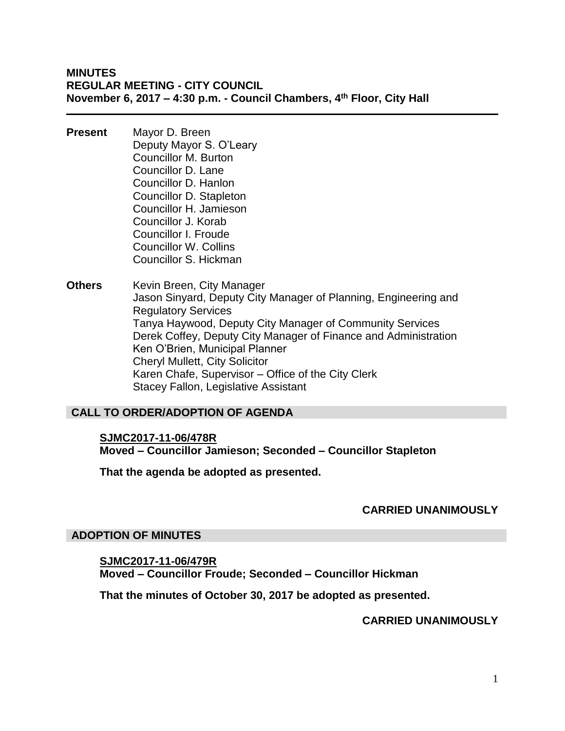**MINUTES**
**REGULAR MEETING - CITY COUNCIL**
**November 6, 2017 – 4:30 p.m. - Council Chambers, 4th Floor, City Hall**

---

**Present**

Mayor D. Breen
Deputy Mayor S. O'Leary
Councillor M. Burton
Councillor D. Lane
Councillor D. Hanlon
Councillor D. Stapleton
Councillor H. Jamieson
Councillor J. Korab
Councillor I. Froude
Councillor W. Collins
Councillor S. Hickman

**Others**

Kevin Breen, City Manager
Jason Sinyard, Deputy City Manager of Planning, Engineering and Regulatory Services
Tanya Haywood, Deputy City Manager of Community Services
Derek Coffey, Deputy City Manager of Finance and Administration
Ken O'Brien, Municipal Planner
Cheryl Mullett, City Solicitor
Karen Chafe, Supervisor – Office of the City Clerk
Stacey Fallon, Legislative Assistant

## CALL TO ORDER/ADOPTION OF AGENDA

**SJMC2017-11-06/478R**
**Moved – Councillor Jamieson; Seconded – Councillor Stapleton**

**That the agenda be adopted as presented.**

**CARRIED UNANIMOUSLY**

## ADOPTION OF MINUTES

**SJMC2017-11-06/479R**
**Moved – Councillor Froude; Seconded – Councillor Hickman**

**That the minutes of October 30, 2017 be adopted as presented.**

**CARRIED UNANIMOUSLY**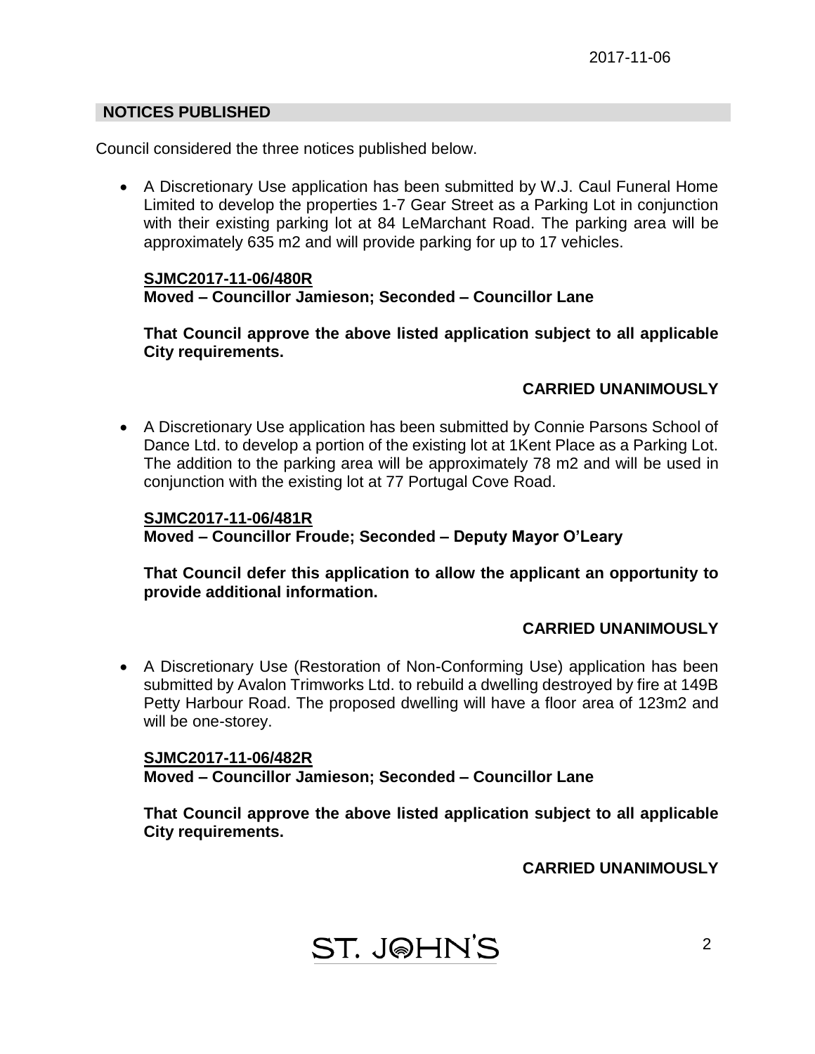## NOTICES PUBLISHED

Council considered the three notices published below.

- A Discretionary Use application has been submitted by W.J. Caul Funeral Home Limited to develop the properties 1-7 Gear Street as a Parking Lot in conjunction with their existing parking lot at 84 LeMarchant Road. The parking area will be approximately 635 m2 and will provide parking for up to 17 vehicles.

  **SJMC2017-11-06/480R**
  **Moved – Councillor Jamieson; Seconded – Councillor Lane**

  **That Council approve the above listed application subject to all applicable City requirements.**

  **CARRIED UNANIMOUSLY**

- A Discretionary Use application has been submitted by Connie Parsons School of Dance Ltd. to develop a portion of the existing lot at 1Kent Place as a Parking Lot. The addition to the parking area will be approximately 78 m2 and will be used in conjunction with the existing lot at 77 Portugal Cove Road.

  **SJMC2017-11-06/481R**
  **Moved – Councillor Froude; Seconded – Deputy Mayor O'Leary**

  **That Council defer this application to allow the applicant an opportunity to provide additional information.**

  **CARRIED UNANIMOUSLY**

- A Discretionary Use (Restoration of Non-Conforming Use) application has been submitted by Avalon Trimworks Ltd. to rebuild a dwelling destroyed by fire at 149B Petty Harbour Road. The proposed dwelling will have a floor area of 123m2 and will be one-storey.

  **SJMC2017-11-06/482R**
  **Moved – Councillor Jamieson; Seconded – Councillor Lane**

  **That Council approve the above listed application subject to all applicable City requirements.**

  **CARRIED UNANIMOUSLY**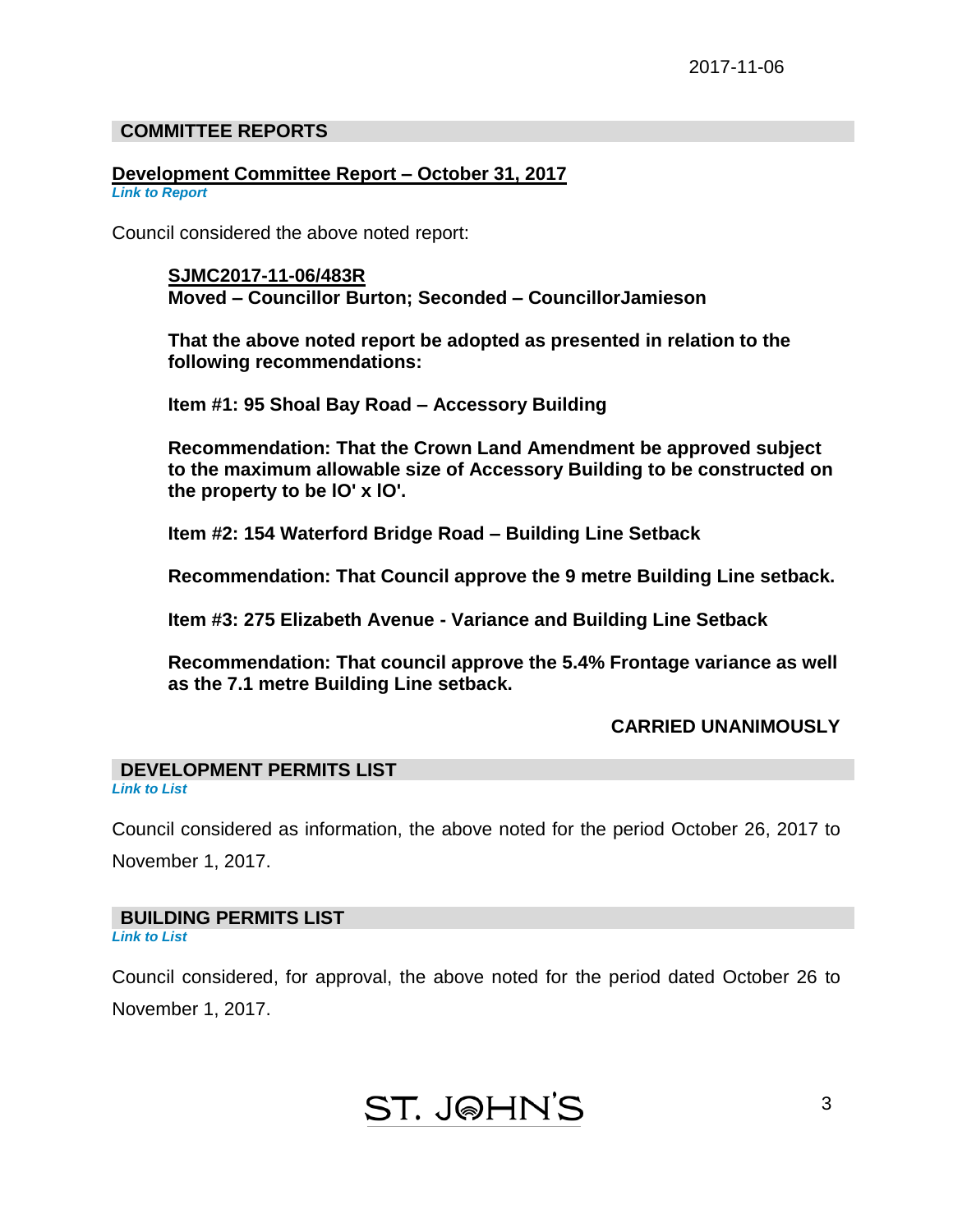## COMMITTEE REPORTS

**Development Committee Report – October 31, 2017**
*Link to Report*

Council considered the above noted report:

> **SJMC2017-11-06/483R**
> **Moved – Councillor Burton; Seconded – CouncillorJamieson**
>
> **That the above noted report be adopted as presented in relation to the following recommendations:**
>
> **Item #1: 95 Shoal Bay Road – Accessory Building**
>
> **Recommendation: That the Crown Land Amendment be approved subject to the maximum allowable size of Accessory Building to be constructed on the property to be lO' x lO'.**
>
> **Item #2: 154 Waterford Bridge Road – Building Line Setback**
>
> **Recommendation: That Council approve the 9 metre Building Line setback.**
>
> **Item #3: 275 Elizabeth Avenue - Variance and Building Line Setback**
>
> **Recommendation: That council approve the 5.4% Frontage variance as well as the 7.1 metre Building Line setback.**
>
> **CARRIED UNANIMOUSLY**

## DEVELOPMENT PERMITS LIST

*Link to List*

Council considered as information, the above noted for the period October 26, 2017 to November 1, 2017.

## BUILDING PERMITS LIST

*Link to List*

Council considered, for approval, the above noted for the period dated October 26 to November 1, 2017.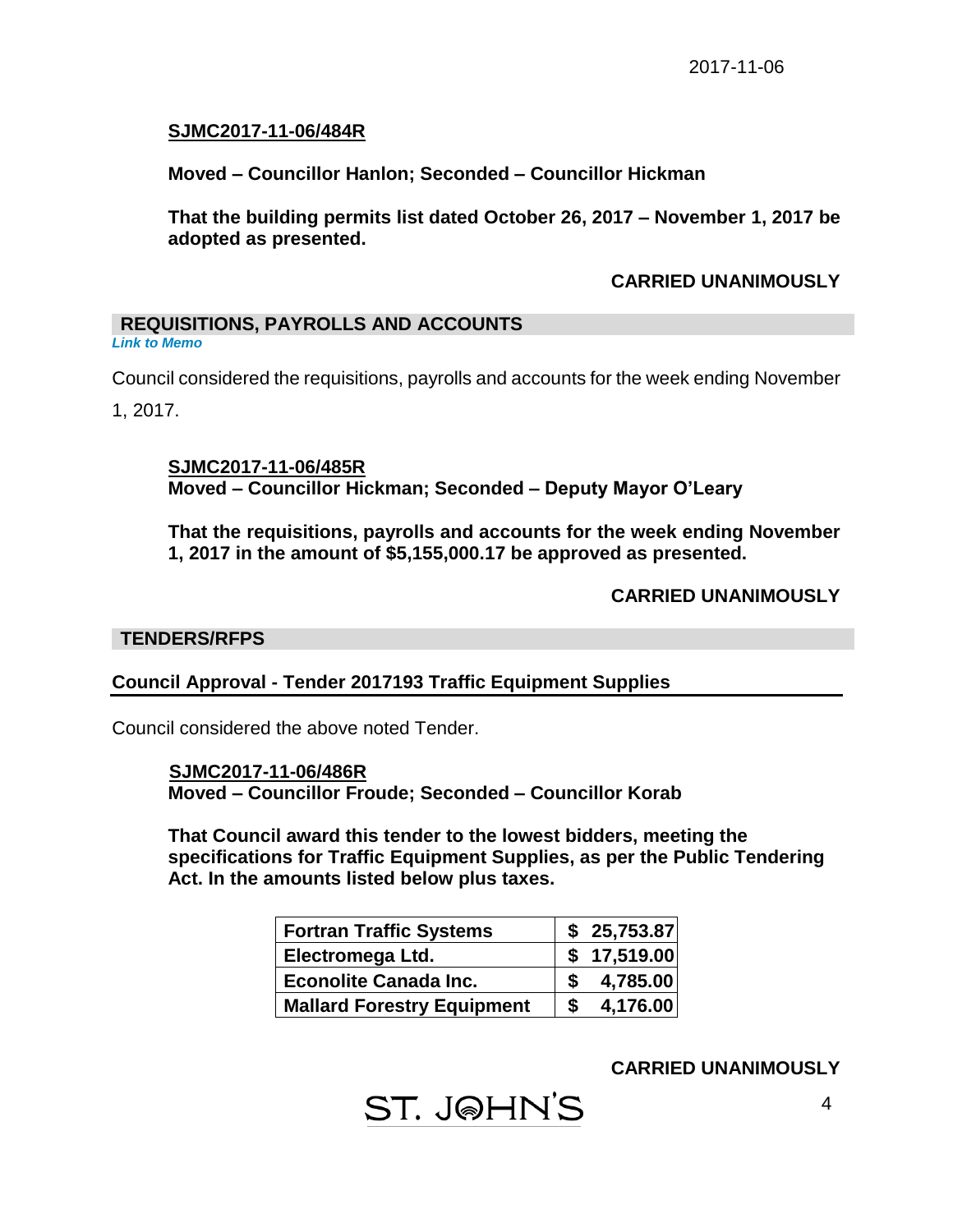**SJMC2017-11-06/484R**

**Moved – Councillor Hanlon; Seconded – Councillor Hickman**

**That the building permits list dated October 26, 2017 – November 1, 2017 be adopted as presented.**

**CARRIED UNANIMOUSLY**

## REQUISITIONS, PAYROLLS AND ACCOUNTS

***Link to Memo***

Council considered the requisitions, payrolls and accounts for the week ending November 1, 2017.

**SJMC2017-11-06/485R**
**Moved – Councillor Hickman; Seconded – Deputy Mayor O'Leary**

**That the requisitions, payrolls and accounts for the week ending November 1, 2017 in the amount of $5,155,000.17 be approved as presented.**

**CARRIED UNANIMOUSLY**

## TENDERS/RFPS

### Council Approval - Tender 2017193 Traffic Equipment Supplies

Council considered the above noted Tender.

**SJMC2017-11-06/486R**
**Moved – Councillor Froude; Seconded – Councillor Korab**

**That Council award this tender to the lowest bidders, meeting the specifications for Traffic Equipment Supplies, as per the Public Tendering Act. In the amounts listed below plus taxes.**

| | |
|---|---|
| **Fortran Traffic Systems** | **$ 25,753.87** |
| **Electromega Ltd.** | **$ 17,519.00** |
| **Econolite Canada Inc.** | **$ 4,785.00** |
| **Mallard Forestry Equipment** | **$ 4,176.00** |

**CARRIED UNANIMOUSLY**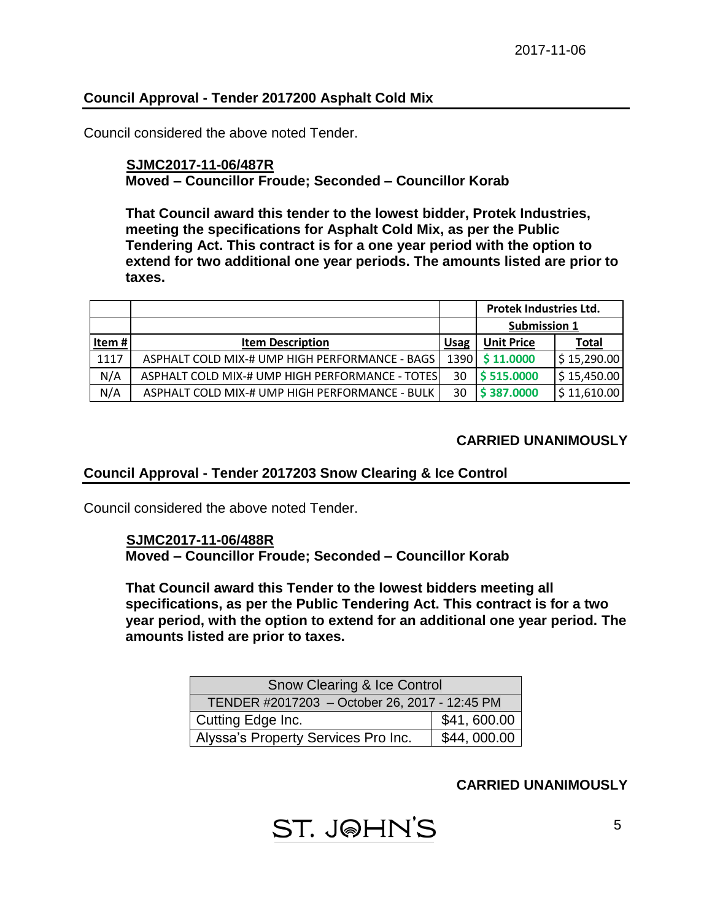## Council Approval - Tender 2017200 Asphalt Cold Mix

Council considered the above noted Tender.

**SJMC2017-11-06/487R**
**Moved – Councillor Froude; Seconded – Councillor Korab**

**That Council award this tender to the lowest bidder, Protek Industries, meeting the specifications for Asphalt Cold Mix, as per the Public Tendering Act. This contract is for a one year period with the option to extend for two additional one year periods. The amounts listed are prior to taxes.**

| | | | Protek Industries Ltd. | |
|---|---|---|---|---|
| | | | Submission 1 | |
| Item # | Item Description | Usag | Unit Price | Total |
| 1117 | ASPHALT COLD MIX-# UMP HIGH PERFORMANCE - BAGS | 1390 | $ 11.0000 | $ 15,290.00 |
| N/A | ASPHALT COLD MIX-# UMP HIGH PERFORMANCE - TOTES | 30 | $ 515.0000 | $ 15,450.00 |
| N/A | ASPHALT COLD MIX-# UMP HIGH PERFORMANCE - BULK | 30 | $ 387.0000 | $ 11,610.00 |

**CARRIED UNANIMOUSLY**

## Council Approval - Tender 2017203 Snow Clearing & Ice Control

Council considered the above noted Tender.

**SJMC2017-11-06/488R**
**Moved – Councillor Froude; Seconded – Councillor Korab**

**That Council award this Tender to the lowest bidders meeting all specifications, as per the Public Tendering Act. This contract is for a two year period, with the option to extend for an additional one year period. The amounts listed are prior to taxes.**

| Snow Clearing & Ice Control | |
|---|---|
| TENDER #2017203 – October 26, 2017 - 12:45 PM | |
| Cutting Edge Inc. | $41, 600.00 |
| Alyssa's Property Services Pro Inc. | $44, 000.00 |

**CARRIED UNANIMOUSLY**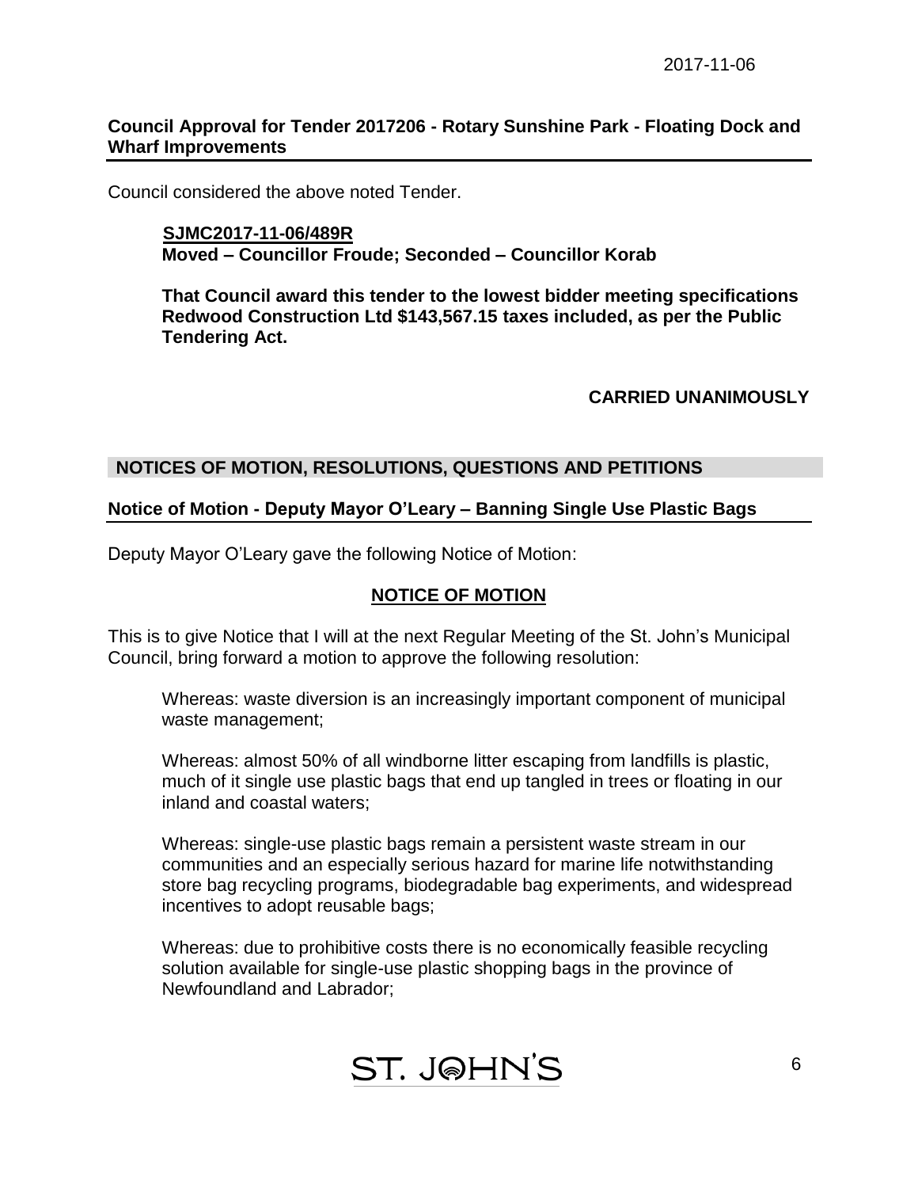**Council Approval for Tender 2017206 - Rotary Sunshine Park - Floating Dock and Wharf Improvements**

Council considered the above noted Tender.

> **SJMC2017-11-06/489R**
> **Moved – Councillor Froude; Seconded – Councillor Korab**
>
> **That Council award this tender to the lowest bidder meeting specifications Redwood Construction Ltd $143,567.15 taxes included, as per the Public Tendering Act.**

**CARRIED UNANIMOUSLY**

## NOTICES OF MOTION, RESOLUTIONS, QUESTIONS AND PETITIONS

**Notice of Motion - Deputy Mayor O'Leary – Banning Single Use Plastic Bags**

Deputy Mayor O'Leary gave the following Notice of Motion:

**NOTICE OF MOTION**

This is to give Notice that I will at the next Regular Meeting of the St. John's Municipal Council, bring forward a motion to approve the following resolution:

> Whereas: waste diversion is an increasingly important component of municipal waste management;
>
> Whereas: almost 50% of all windborne litter escaping from landfills is plastic, much of it single use plastic bags that end up tangled in trees or floating in our inland and coastal waters;
>
> Whereas: single-use plastic bags remain a persistent waste stream in our communities and an especially serious hazard for marine life notwithstanding store bag recycling programs, biodegradable bag experiments, and widespread incentives to adopt reusable bags;
>
> Whereas: due to prohibitive costs there is no economically feasible recycling solution available for single-use plastic shopping bags in the province of Newfoundland and Labrador;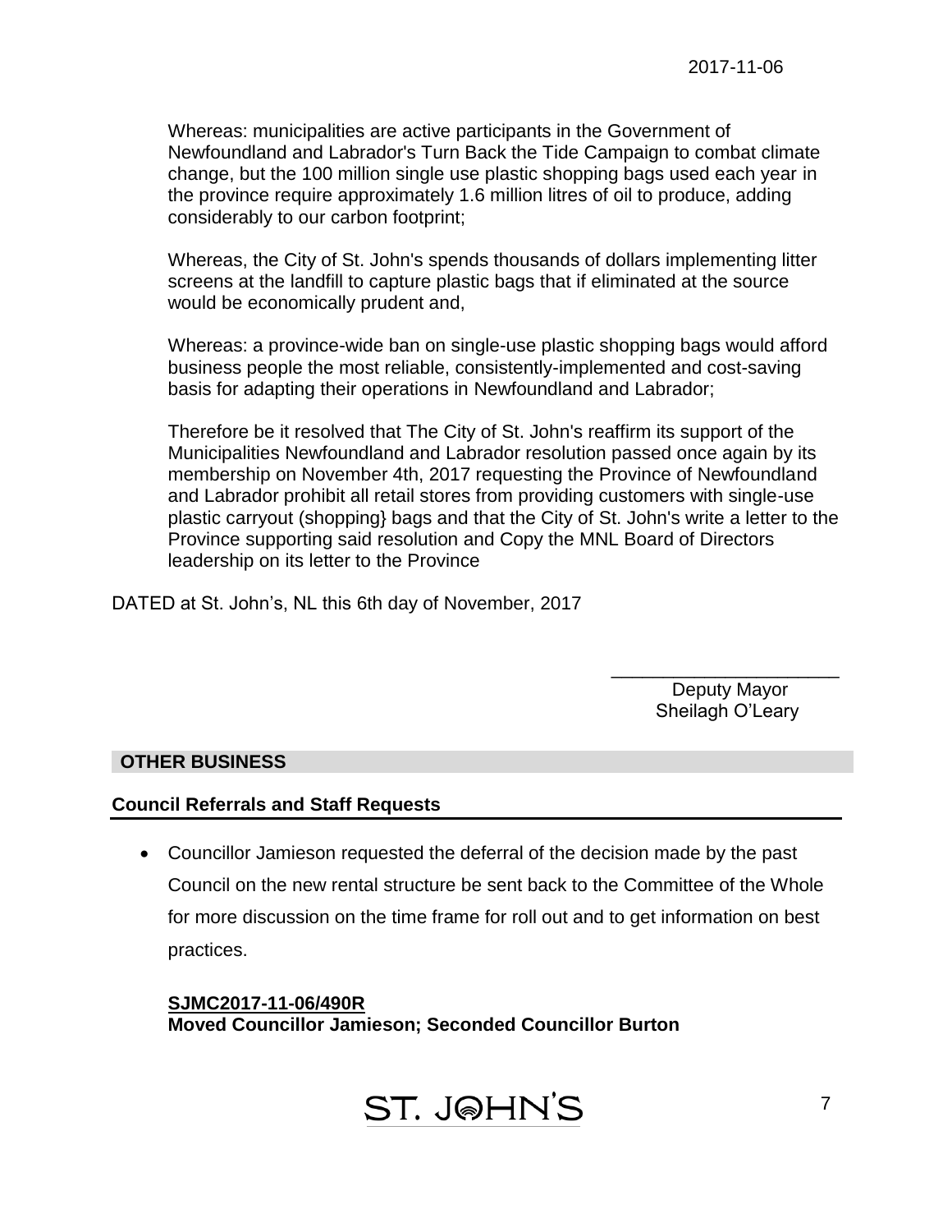Whereas: municipalities are active participants in the Government of Newfoundland and Labrador's Turn Back the Tide Campaign to combat climate change, but the 100 million single use plastic shopping bags used each year in the province require approximately 1.6 million litres of oil to produce, adding considerably to our carbon footprint;

Whereas, the City of St. John's spends thousands of dollars implementing litter screens at the landfill to capture plastic bags that if eliminated at the source would be economically prudent and,

Whereas: a province-wide ban on single-use plastic shopping bags would afford business people the most reliable, consistently-implemented and cost-saving basis for adapting their operations in Newfoundland and Labrador;

Therefore be it resolved that The City of St. John's reaffirm its support of the Municipalities Newfoundland and Labrador resolution passed once again by its membership on November 4th, 2017 requesting the Province of Newfoundland and Labrador prohibit all retail stores from providing customers with single-use plastic carryout (shopping} bags and that the City of St. John's write a letter to the Province supporting said resolution and Copy the MNL Board of Directors leadership on its letter to the Province

DATED at St. John's, NL this 6th day of November, 2017

\_\_\_\_\_\_\_\_\_\_\_\_\_\_\_\_\_\_\_\_\_\_
Deputy Mayor
Sheilagh O'Leary

## OTHER BUSINESS

### Council Referrals and Staff Requests

- Councillor Jamieson requested the deferral of the decision made by the past Council on the new rental structure be sent back to the Committee of the Whole for more discussion on the time frame for roll out and to get information on best practices.

**SJMC2017-11-06/490R**
**Moved Councillor Jamieson; Seconded Councillor Burton**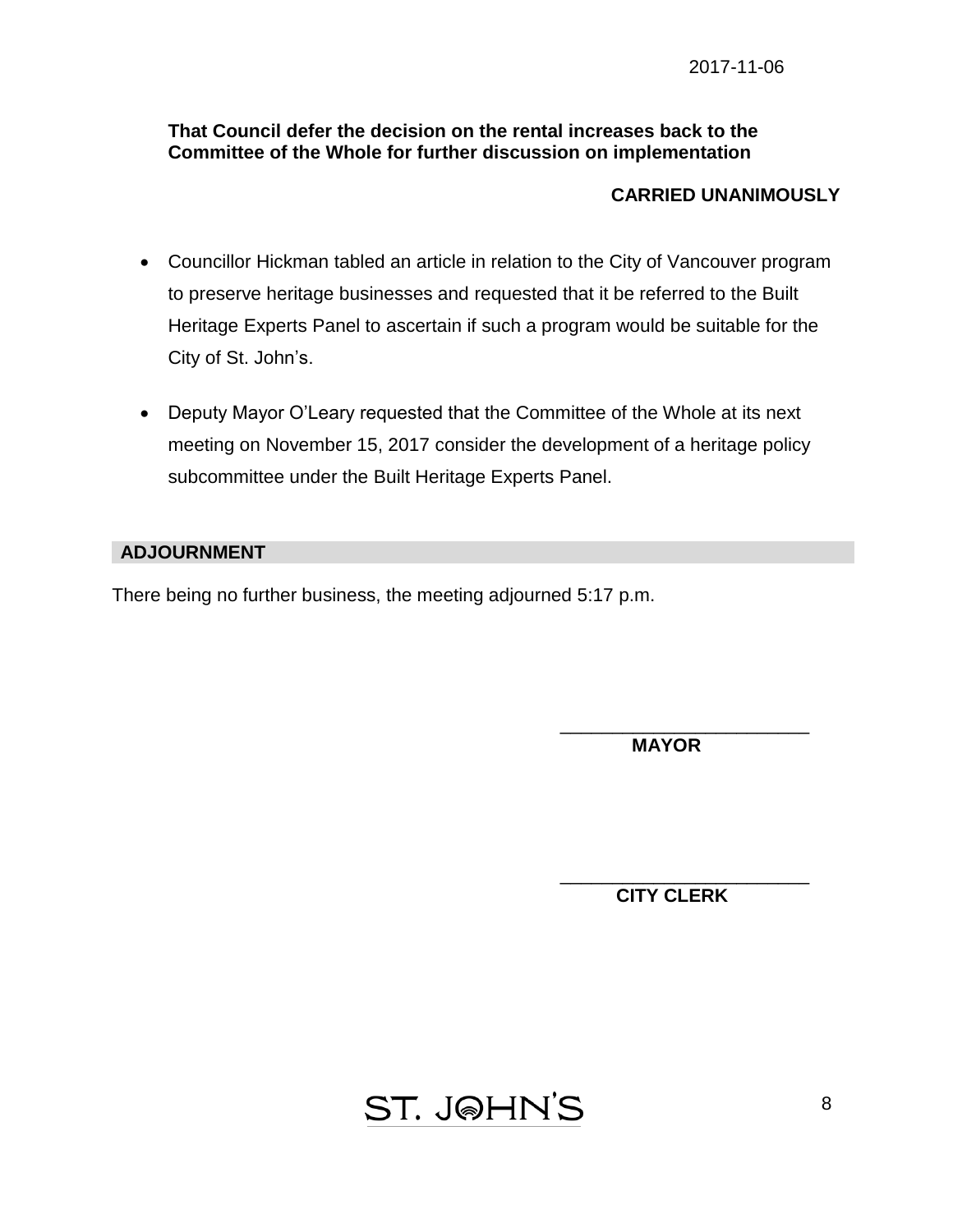**That Council defer the decision on the rental increases back to the Committee of the Whole for further discussion on implementation**

**CARRIED UNANIMOUSLY**

- Councillor Hickman tabled an article in relation to the City of Vancouver program to preserve heritage businesses and requested that it be referred to the Built Heritage Experts Panel to ascertain if such a program would be suitable for the City of St. John's.
- Deputy Mayor O'Leary requested that the Committee of the Whole at its next meeting on November 15, 2017 consider the development of a heritage policy subcommittee under the Built Heritage Experts Panel.

## ADJOURNMENT

There being no further business, the meeting adjourned 5:17 p.m.

\_\_\_\_\_\_\_\_\_\_\_\_\_\_\_\_\_\_\_\_\_\_\_\_
**MAYOR**

\_\_\_\_\_\_\_\_\_\_\_\_\_\_\_\_\_\_\_\_\_\_\_\_
**CITY CLERK**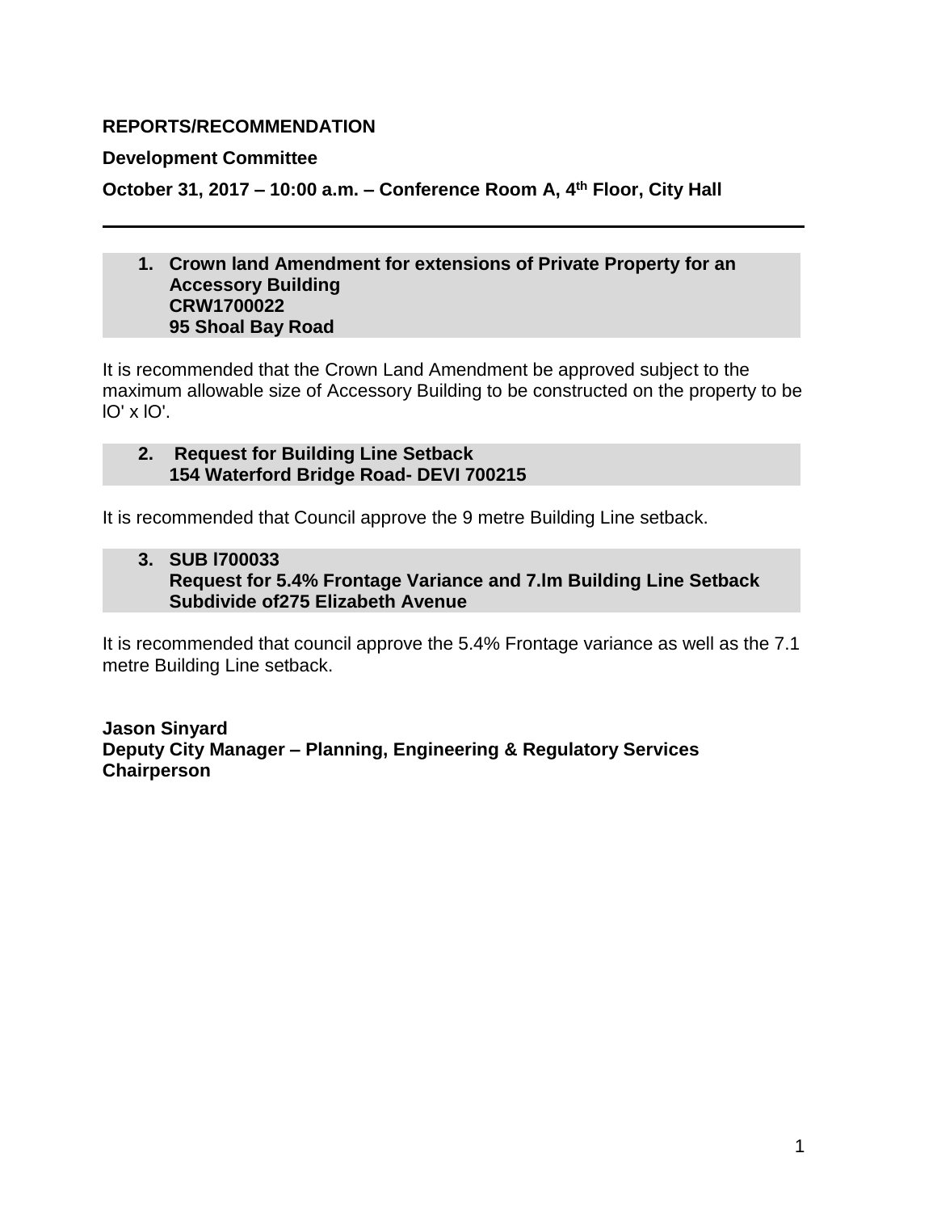**REPORTS/RECOMMENDATION**

**Development Committee**

**October 31, 2017 – 10:00 a.m. – Conference Room A, 4th Floor, City Hall**

---

**1. Crown land Amendment for extensions of Private Property for an Accessory Building**
**CRW1700022**
**95 Shoal Bay Road**

It is recommended that the Crown Land Amendment be approved subject to the maximum allowable size of Accessory Building to be constructed on the property to be lO' x lO'.

**2. Request for Building Line Setback**
**154 Waterford Bridge Road- DEVI 700215**

It is recommended that Council approve the 9 metre Building Line setback.

**3. SUB l700033**
**Request for 5.4% Frontage Variance and 7.lm Building Line Setback**
**Subdivide of275 Elizabeth Avenue**

It is recommended that council approve the 5.4% Frontage variance as well as the 7.1 metre Building Line setback.

**Jason Sinyard**
**Deputy City Manager – Planning, Engineering & Regulatory Services**
**Chairperson**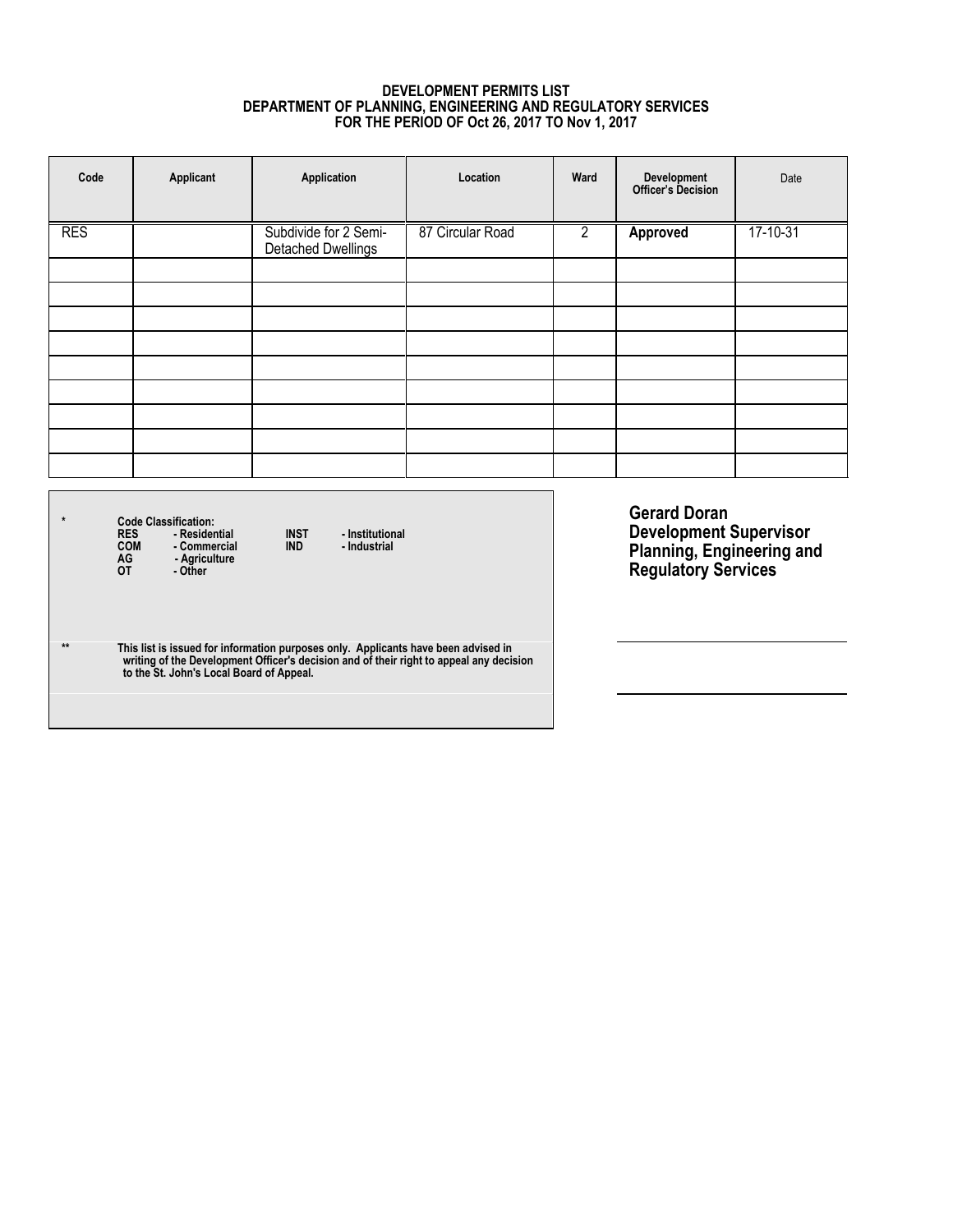**DEVELOPMENT PERMITS LIST**
**DEPARTMENT OF PLANNING, ENGINEERING AND REGULATORY SERVICES**
**FOR THE PERIOD OF Oct 26, 2017 TO Nov 1, 2017**

| Code | Applicant | Application | Location | Ward | Development Officer's Decision | Date |
|---|---|---|---|---|---|---|
| RES | | Subdivide for 2 Semi-Detached Dwellings | 87 Circular Road | 2 | **Approved** | 17-10-31 |
| | | | | | | |
| | | | | | | |
| | | | | | | |
| | | | | | | |
| | | | | | | |
| | | | | | | |
| | | | | | | |
| | | | | | | |
| | | | | | | |

\* **Code Classification:**

- **RES** - Residential
- **COM** - Commercial
- **AG** - Agriculture
- **OT** - Other
- **INST** - Institutional
- **IND** - Industrial

** **This list is issued for information purposes only. Applicants have been advised in writing of the Development Officer's decision and of their right to appeal any decision to the St. John's Local Board of Appeal.**

**Gerard Doran**
**Development Supervisor**
**Planning, Engineering and Regulatory Services**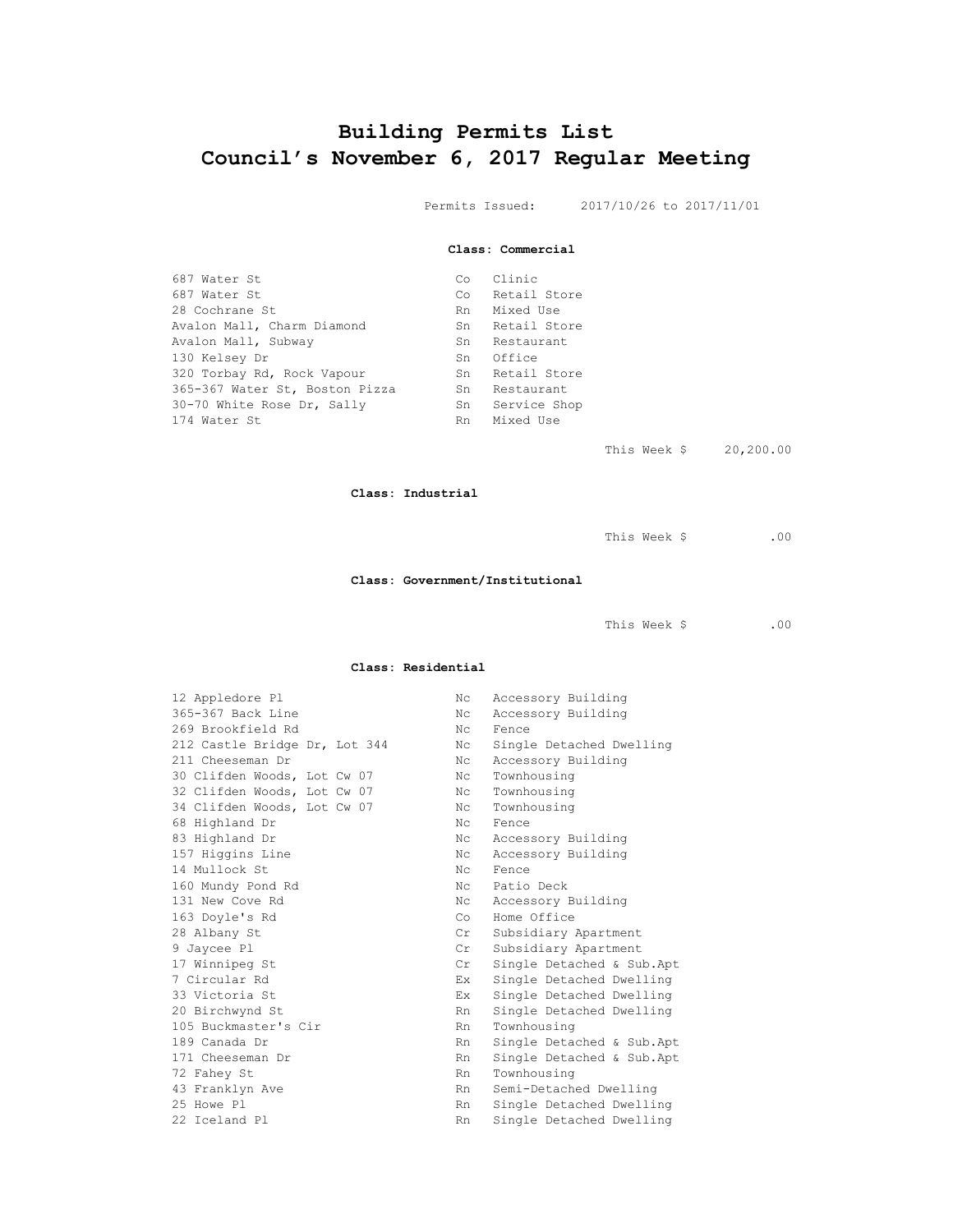# Building Permits List
# Council's November 6, 2017 Regular Meeting

Permits Issued: 2017/10/26 to 2017/11/01

**Class: Commercial**

| | | |
|---|---|---|
| 687 Water St | Co | Clinic |
| 687 Water St | Co | Retail Store |
| 28 Cochrane St | Rn | Mixed Use |
| Avalon Mall, Charm Diamond | Sn | Retail Store |
| Avalon Mall, Subway | Sn | Restaurant |
| 130 Kelsey Dr | Sn | Office |
| 320 Torbay Rd, Rock Vapour | Sn | Retail Store |
| 365-367 Water St, Boston Pizza | Sn | Restaurant |
| 30-70 White Rose Dr, Sally | Sn | Service Shop |
| 174 Water St | Rn | Mixed Use |

This Week $ 20,200.00

**Class: Industrial**

This Week $ .00

**Class: Government/Institutional**

This Week $ .00

**Class: Residential**

| | | |
|---|---|---|
| 12 Appledore Pl | Nc | Accessory Building |
| 365-367 Back Line | Nc | Accessory Building |
| 269 Brookfield Rd | Nc | Fence |
| 212 Castle Bridge Dr, Lot 344 | Nc | Single Detached Dwelling |
| 211 Cheeseman Dr | Nc | Accessory Building |
| 30 Clifden Woods, Lot Cw 07 | Nc | Townhousing |
| 32 Clifden Woods, Lot Cw 07 | Nc | Townhousing |
| 34 Clifden Woods, Lot Cw 07 | Nc | Townhousing |
| 68 Highland Dr | Nc | Fence |
| 83 Highland Dr | Nc | Accessory Building |
| 157 Higgins Line | Nc | Accessory Building |
| 14 Mullock St | Nc | Fence |
| 160 Mundy Pond Rd | Nc | Patio Deck |
| 131 New Cove Rd | Nc | Accessory Building |
| 163 Doyle's Rd | Co | Home Office |
| 28 Albany St | Cr | Subsidiary Apartment |
| 9 Jaycee Pl | Cr | Subsidiary Apartment |
| 17 Winnipeg St | Cr | Single Detached & Sub.Apt |
| 7 Circular Rd | Ex | Single Detached Dwelling |
| 33 Victoria St | Ex | Single Detached Dwelling |
| 20 Birchwynd St | Rn | Single Detached Dwelling |
| 105 Buckmaster's Cir | Rn | Townhousing |
| 189 Canada Dr | Rn | Single Detached & Sub.Apt |
| 171 Cheeseman Dr | Rn | Single Detached & Sub.Apt |
| 72 Fahey St | Rn | Townhousing |
| 43 Franklyn Ave | Rn | Semi-Detached Dwelling |
| 25 Howe Pl | Rn | Single Detached Dwelling |
| 22 Iceland Pl | Rn | Single Detached Dwelling |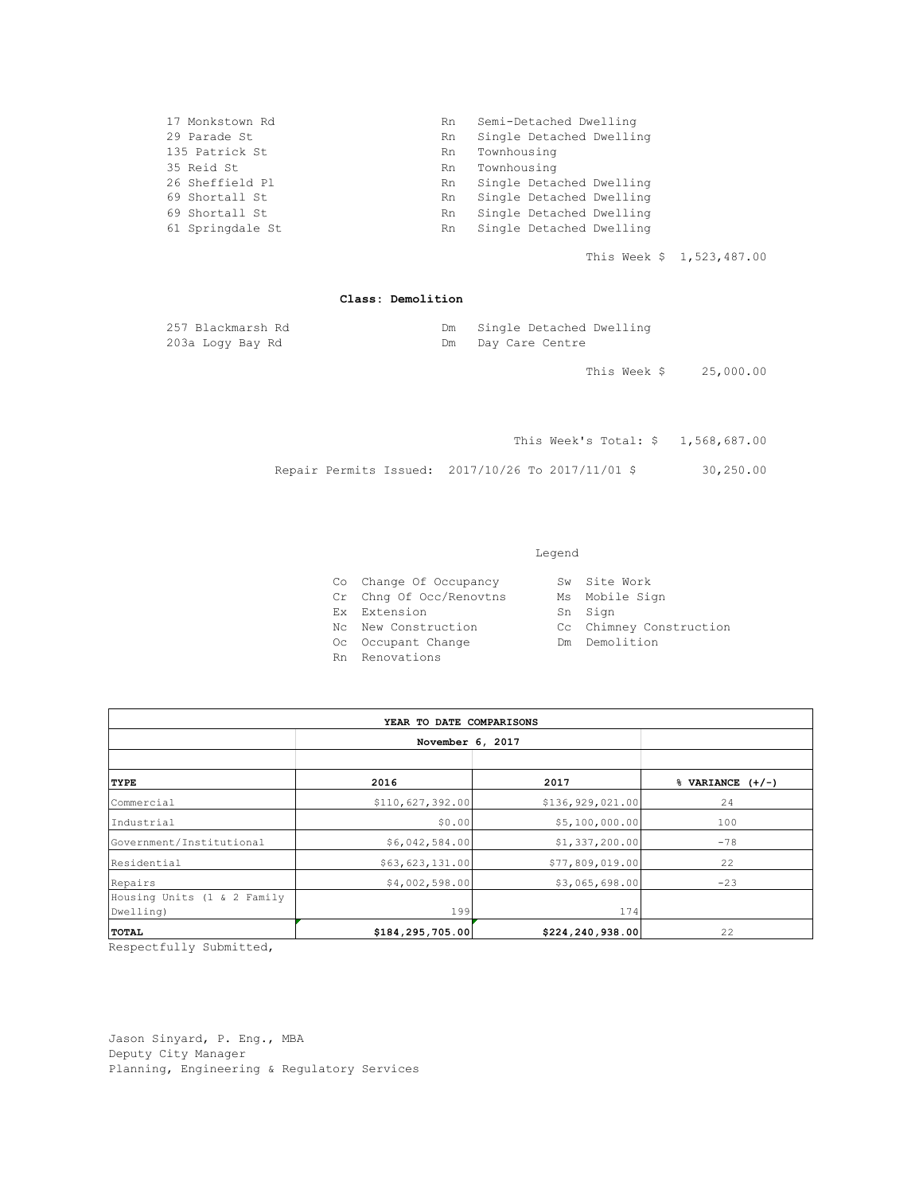| | | |
|---|---|---|
| 17 Monkstown Rd | Rn | Semi-Detached Dwelling |
| 29 Parade St | Rn | Single Detached Dwelling |
| 135 Patrick St | Rn | Townhousing |
| 35 Reid St | Rn | Townhousing |
| 26 Sheffield Pl | Rn | Single Detached Dwelling |
| 69 Shortall St | Rn | Single Detached Dwelling |
| 69 Shortall St | Rn | Single Detached Dwelling |
| 61 Springdale St | Rn | Single Detached Dwelling |

This Week $ 1,523,487.00

**Class: Demolition**

| | | |
|---|---|---|
| 257 Blackmarsh Rd | Dm | Single Detached Dwelling |
| 203a Logy Bay Rd | Dm | Day Care Centre |

This Week $ 25,000.00

This Week's Total: $ 1,568,687.00

Repair Permits Issued: 2017/10/26 To 2017/11/01 $ 30,250.00

Legend

| | | | |
|---|---|---|---|
| Co | Change Of Occupancy | Sw | Site Work |
| Cr | Chng Of Occ/Renovtns | Ms | Mobile Sign |
| Ex | Extension | Sn | Sign |
| Nc | New Construction | Cc | Chimney Construction |
| Oc | Occupant Change | Dm | Demolition |
| Rn | Renovations | | |

| **YEAR TO DATE COMPARISONS** | | | |
|---|---|---|---|
| | **November 6, 2017** | | |
| **TYPE** | **2016** | **2017** | **% VARIANCE (+/-)** |
| Commercial | $110,627,392.00 | $136,929,021.00 | 24 |
| Industrial | $0.00 | $5,100,000.00 | 100 |
| Government/Institutional | $6,042,584.00 | $1,337,200.00 | -78 |
| Residential | $63,623,131.00 | $77,809,019.00 | 22 |
| Repairs | $4,002,598.00 | $3,065,698.00 | -23 |
| Housing Units (1 & 2 Family Dwelling) | 199 | 174 | |
| **TOTAL** | **$184,295,705.00** | **$224,240,938.00** | 22 |

Respectfully Submitted,

Jason Sinyard, P. Eng., MBA
Deputy City Manager
Planning, Engineering & Regulatory Services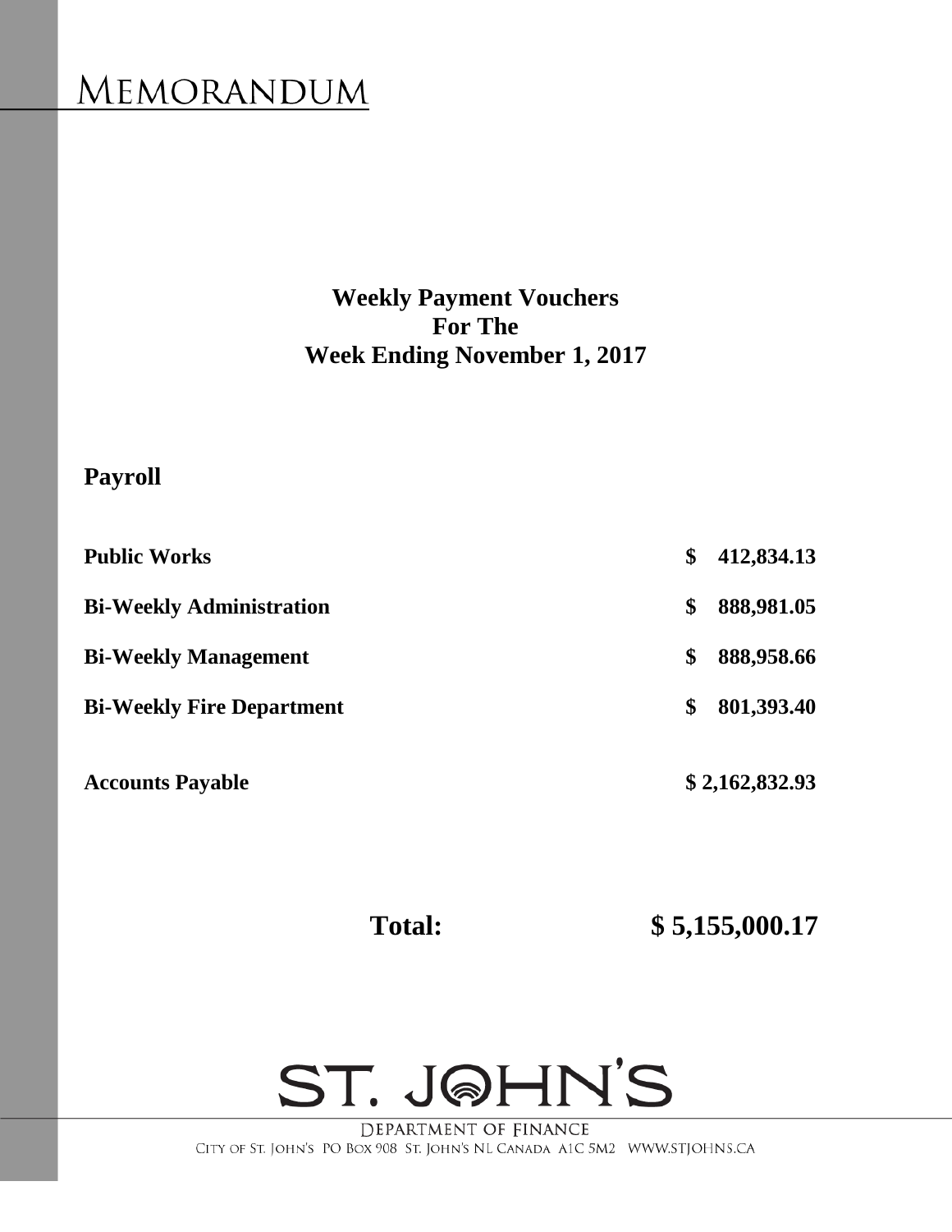# MEMORANDUM

**Weekly Payment Vouchers**
**For The**
**Week Ending November 1, 2017**

## Payroll

| | |
|---|---|
| **Public Works** | **$ 412,834.13** |
| **Bi-Weekly Administration** | **$ 888,981.05** |
| **Bi-Weekly Management** | **$ 888,958.66** |
| **Bi-Weekly Fire Department** | **$ 801,393.40** |
| **Accounts Payable** | **$ 2,162,832.93** |

**Total: $ 5,155,000.17**

ST. JOHN'S

DEPARTMENT OF FINANCE

CITY OF ST. JOHN'S PO BOX 908 ST. JOHN'S NL CANADA A1C 5M2 WWW.STJOHNS.CA